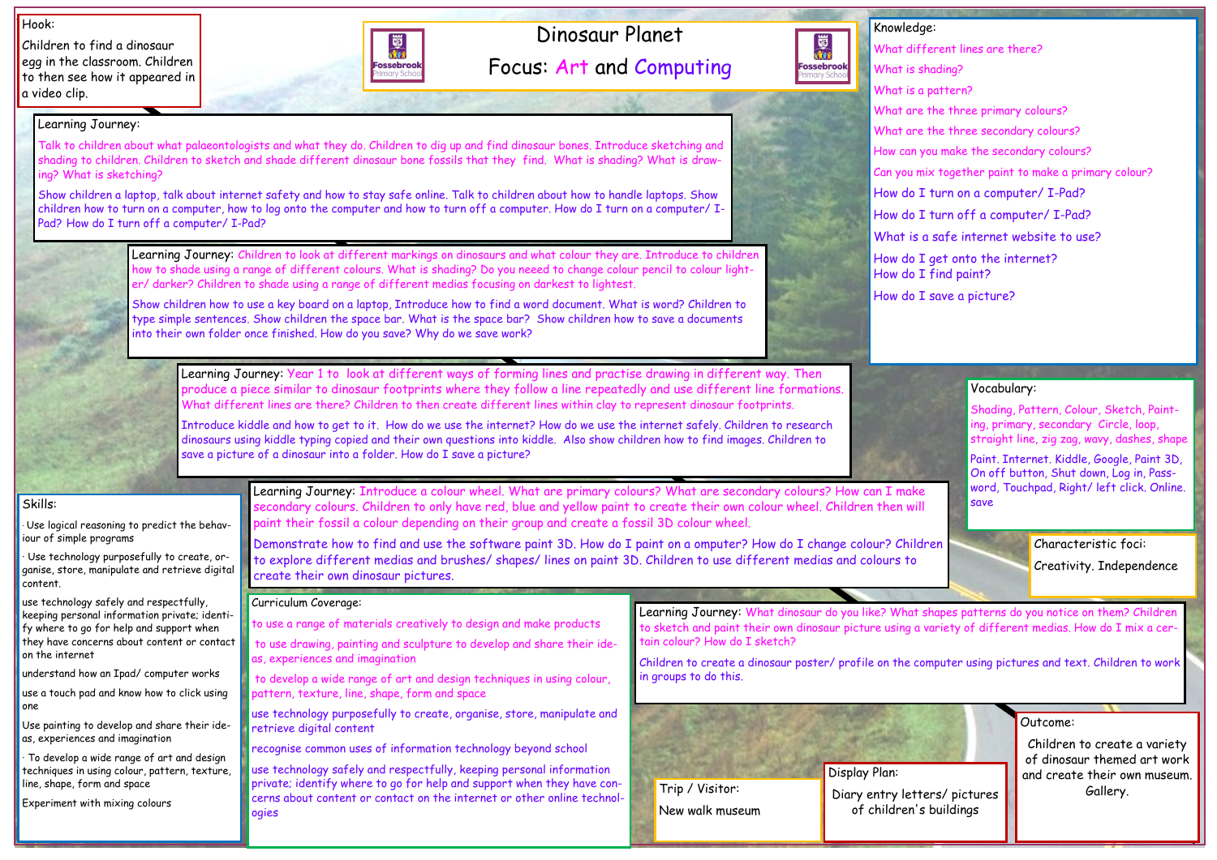# Dinosaur Planet

**Focus: Art and Computing**

## Hook:

Children to find a dinosaur egg in the classroom. Children to then see how it appeared in a video clip.

## Learning Journey:

Talk to children about what palaeontologists are and what they do. Children to dig up and find dinosaur bones. Introduce sketching and shading to children. Children to sketch and shade different dinosaur bone fossils that they find. What is shading? What is drawing? What is sketching?

Show children a laptop, talk about internet safety and how to stay safe online. Talk to children about how to handle laptops. Show children how to turn on a computer, how to log onto the computer and how to turn off a computer. How do I turn on a computer/ I-Pad? How do I turn off a computer/ I-Pad?

## Learning Journey:

Children to look at different markings on dinosaurs and what colour they are. Introduce to children how to shade using a range of different colours. What is shading? Do you neeed to change colour pencil to colour lighter/ darker? Children to shade using a range of different medias focusing on darkest to lightest.

Show children how to use a key board on a laptop, Introduce how to find a word document. What is word? Children to type simple sentences. Show children the space bar. What is the space bar? Show children how to save a documents into their own folder once finished. How do you save? Why do we save work?

## Learning Journey:

Year 1 to look at different ways of forming lines and practise drawing in different way. Then produce a piece similar to dinosaur footprints where they follow a line repeatedly and use different line formations. What different lines are there? Children to then create different lines within clay to represent dinosaur footprints.

Introduce kiddle and how to get to it. How do we use the internet? How do we use the internet safely. Children to research dinosaurs using kiddle typing copied and their own questions into kiddle. Also show children how to find images. Children to save a picture of a dinosaur into a folder. How do I save a picture?

## Learning Journey:

Introduce a colour wheel. What are primary colours? What are secondary colours? How can I make secondary colours. Children to only have red, blue and yellow paint to create their own colour wheel. Children then will paint their fossil a colour depending on their group and create a fossil 3D colour wheel.

Demonstrate how to find and use the software paint 3D. How do I paint on a omputer? How do I change colour? Children to explore different medias and brushes/ shapes/ lines on paint 3D. Children to use different medias and colours to create their own dinosaur pictures.

## Learning Journey:

What dinosaur do you like? What shapes patterns do you notice on them? Children to sketch and paint their own dinosaur picture using a variety of different medias. How do I mix a certain colour? How do I sketch?

Children to create a dinosaur poster/ profile on the computer using pictures and text. Children to work in groups to do this.

## Knowledge:

- What different lines are there?
- What is shading?
- What is a pattern?
- What are the three primary colours?
- What are the three secondary colours?
- How can you make the secondary colours?
- Can you mix together paint to make a primary colour?
- How do I turn on a computer/ I-Pad?
- How do I turn off a computer/ I-Pad?
- What is a safe internet website to use?
- How do I get onto the internet?
- How do I find paint?
- How do I save a picture?

## Vocabulary:

Shading, Pattern, Colour, Sketch, Painting, primary, secondary Circle, loop, straight line, zig zag, wavy, dashes, shape

Paint. Internet. Kiddle, Google, Paint 3D, On off button, Shut down, Log in, Password, Touchpad, Right/ left click. Online. save

## Characteristic foci:

Creativity. Independence

## Skills:

- Use logical reasoning to predict the behaviour of simple programs
- Use technology purposefully to create, organise, store, manipulate and retrieve digital content.
- use technology safely and respectfully, keeping personal information private; identify where to go for help and support when they have concerns about content or contact on the internet
- understand how an Ipad/ computer works
- use a touch pad and know how to click using one
- Use painting to develop and share their ideas, experiences and imagination
- To develop a wide range of art and design techniques in using colour, pattern, texture, line, shape, form and space
- Experiment with mixing colours

## Curriculum Coverage:

- to use a range of materials creatively to design and make products
- to use drawing, painting and sculpture to develop and share their ideas, experiences and imagination
- to develop a wide range of art and design techniques in using colour, pattern, texture, line, shape, form and space
- use technology purposefully to create, organise, store, manipulate and retrieve digital content
- recognise common uses of information technology beyond school
- use technology safely and respectfully, keeping personal information private; identify where to go for help and support when they have concerns about content or contact on the internet or other online technologies

## Trip / Visitor:

New walk museum

## Display Plan:

Diary entry letters/ pictures of children's buildings

## Outcome:

Children to create a variety of dinosaur themed art work and create their own museum. Gallery.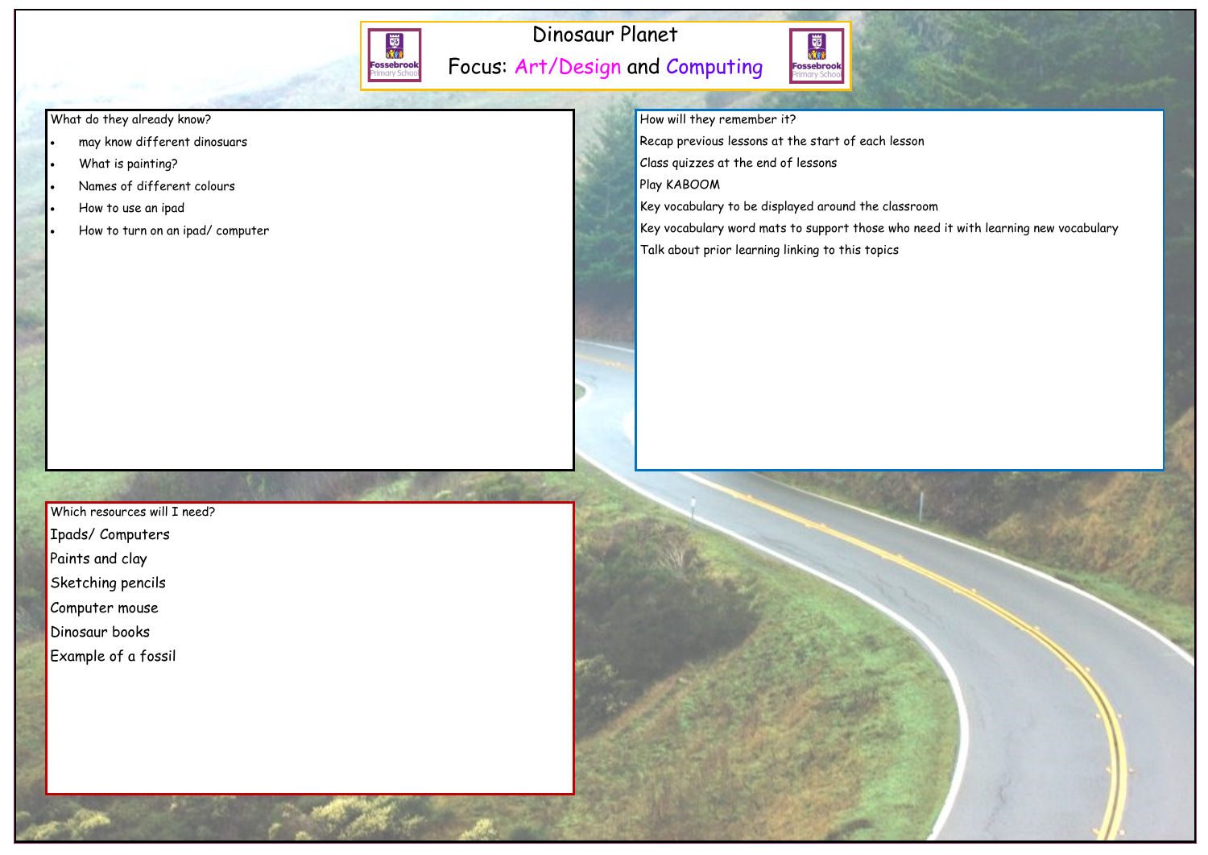# Dinosaur Planet

Focus: Art/Design and Computing

## What do they already know?

- may know different dinosuars
- What is painting?
- Names of different colours
- How to use an ipad
- How to turn on an ipad/ computer

## How will they remember it?

Recap previous lessons at the start of each lesson

Class quizzes at the end of lessons

Play KABOOM

Key vocabulary to be displayed around the classroom

Key vocabulary word mats to support those who need it with learning new vocabulary

Talk about prior learning linking to this topics

## Which resources will I need?

Ipads/ Computers

Paints and clay

Sketching pencils

Computer mouse

Dinosaur books

Example of a fossil